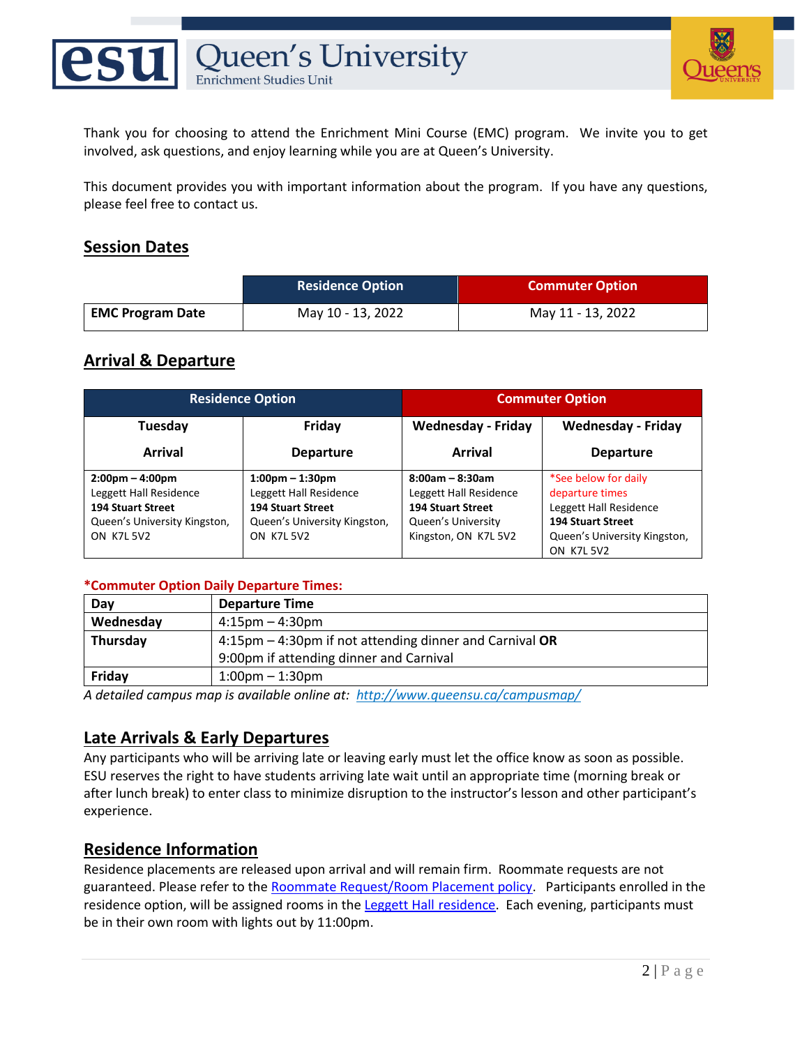# Queen's University Enrichment Studies Unit

Thank you for choosing to attend the Enrichment Mini Course (EMC) program. We invite you to get involved, ask questions, and enjoy learning while you are at Queen's University.

This document provides you with important information about the program. If you have any questions, please feel free to contact us.

## Session Dates

| | Residence Option | Commuter Option |
|---|---|---|
| **EMC Program Date** | May 10 - 13, 2022 | May 11 - 13, 2022 |

## Arrival & Departure

| Residence Option | | Commuter Option | |
|---|---|---|---|
| **Tuesday Arrival** | **Friday Departure** | **Wednesday - Friday Arrival** | **Wednesday - Friday Departure** |
| **2:00pm – 4:00pm** Leggett Hall Residence **194 Stuart Street** Queen's University Kingston, ON K7L 5V2 | **1:00pm – 1:30pm** Leggett Hall Residence **194 Stuart Street** Queen's University Kingston, ON K7L 5V2 | **8:00am – 8:30am** Leggett Hall Residence **194 Stuart Street** Queen's University Kingston, ON K7L 5V2 | *See below for daily departure times Leggett Hall Residence **194 Stuart Street** Queen's University Kingston, ON K7L 5V2 |

**\*Commuter Option Daily Departure Times:**

| Day | Departure Time |
|---|---|
| **Wednesday** | 4:15pm – 4:30pm |
| **Thursday** | 4:15pm – 4:30pm if not attending dinner and Carnival **OR** 9:00pm if attending dinner and Carnival |
| **Friday** | 1:00pm – 1:30pm |

*A detailed campus map is available online at: http://www.queensu.ca/campusmap/*

## Late Arrivals & Early Departures

Any participants who will be arriving late or leaving early must let the office know as soon as possible. ESU reserves the right to have students arriving late wait until an appropriate time (morning break or after lunch break) to enter class to minimize disruption to the instructor's lesson and other participant's experience.

## Residence Information

Residence placements are released upon arrival and will remain firm. Roommate requests are not guaranteed. Please refer to the Roommate Request/Room Placement policy. Participants enrolled in the residence option, will be assigned rooms in the Leggett Hall residence. Each evening, participants must be in their own room with lights out by 11:00pm.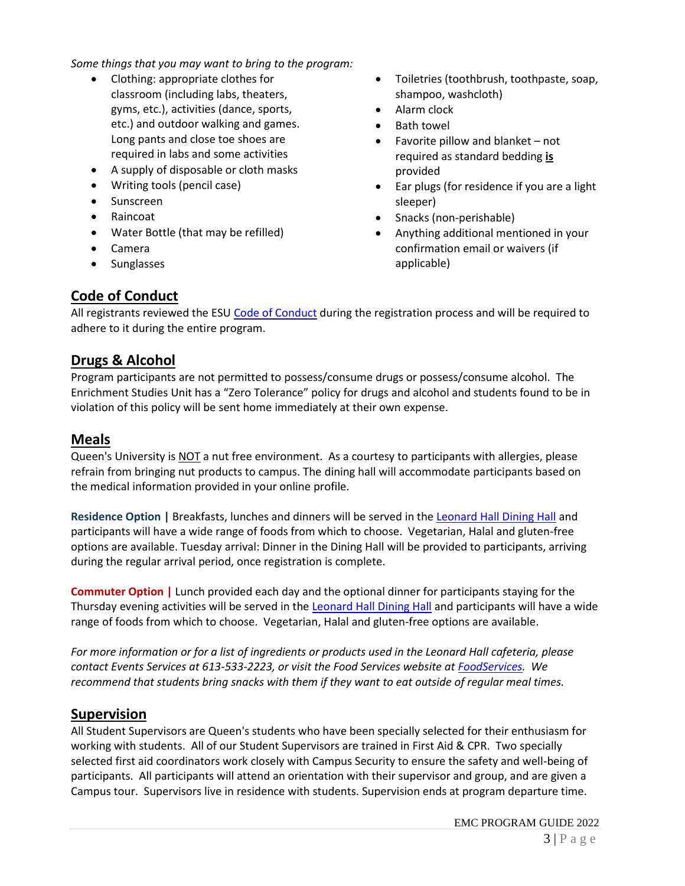*Some things that you may want to bring to the program:*

- Clothing: appropriate clothes for classroom (including labs, theaters, gyms, etc.), activities (dance, sports, etc.) and outdoor walking and games. Long pants and close toe shoes are required in labs and some activities
- A supply of disposable or cloth masks
- Writing tools (pencil case)
- Sunscreen
- Raincoat
- Water Bottle (that may be refilled)
- Camera
- Sunglasses
- Toiletries (toothbrush, toothpaste, soap, shampoo, washcloth)
- Alarm clock
- Bath towel
- Favorite pillow and blanket – not required as standard bedding **is** provided
- Ear plugs (for residence if you are a light sleeper)
- Snacks (non-perishable)
- Anything additional mentioned in your confirmation email or waivers (if applicable)

## Code of Conduct

All registrants reviewed the ESU Code of Conduct during the registration process and will be required to adhere to it during the entire program.

## Drugs & Alcohol

Program participants are not permitted to possess/consume drugs or possess/consume alcohol. The Enrichment Studies Unit has a "Zero Tolerance" policy for drugs and alcohol and students found to be in violation of this policy will be sent home immediately at their own expense.

## Meals

Queen's University is NOT a nut free environment. As a courtesy to participants with allergies, please refrain from bringing nut products to campus. The dining hall will accommodate participants based on the medical information provided in your online profile.

**Residence Option |** Breakfasts, lunches and dinners will be served in the Leonard Hall Dining Hall and participants will have a wide range of foods from which to choose. Vegetarian, Halal and gluten-free options are available. Tuesday arrival: Dinner in the Dining Hall will be provided to participants, arriving during the regular arrival period, once registration is complete.

**Commuter Option |** Lunch provided each day and the optional dinner for participants staying for the Thursday evening activities will be served in the Leonard Hall Dining Hall and participants will have a wide range of foods from which to choose. Vegetarian, Halal and gluten-free options are available.

*For more information or for a list of ingredients or products used in the Leonard Hall cafeteria, please contact Events Services at 613-533-2223, or visit the Food Services website at FoodServices. We recommend that students bring snacks with them if they want to eat outside of regular meal times.*

## Supervision

All Student Supervisors are Queen's students who have been specially selected for their enthusiasm for working with students. All of our Student Supervisors are trained in First Aid & CPR. Two specially selected first aid coordinators work closely with Campus Security to ensure the safety and well-being of participants. All participants will attend an orientation with their supervisor and group, and are given a Campus tour. Supervisors live in residence with students. Supervision ends at program departure time.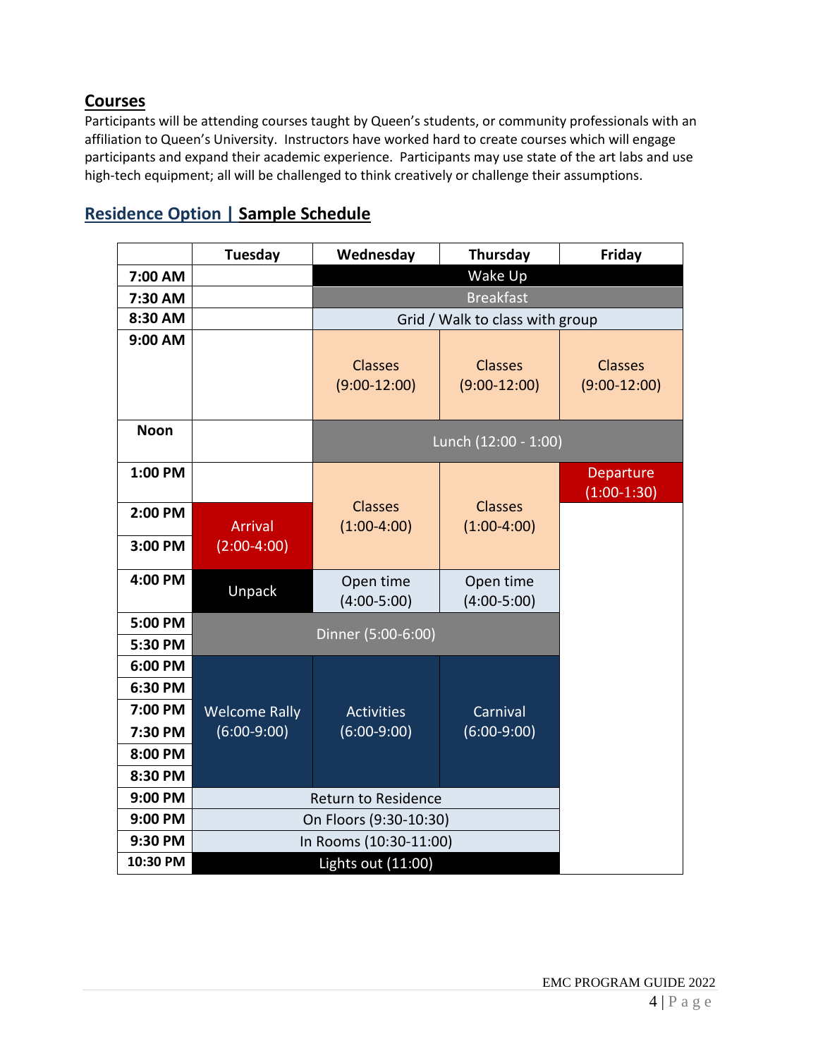## Courses

Participants will be attending courses taught by Queen's students, or community professionals with an affiliation to Queen's University. Instructors have worked hard to create courses which will engage participants and expand their academic experience. Participants may use state of the art labs and use high-tech equipment; all will be challenged to think creatively or challenge their assumptions.

## Residence Option | Sample Schedule

| | Tuesday | Wednesday | Thursday | Friday |
|---|---|---|---|---|
| 7:00 AM | | Wake Up | | |
| 7:30 AM | | Breakfast | | |
| 8:30 AM | | Grid / Walk to class with group | | |
| 9:00 AM | | Classes (9:00-12:00) | Classes (9:00-12:00) | Classes (9:00-12:00) |
| Noon | | Lunch (12:00 - 1:00) | | |
| 1:00 PM | | Classes (1:00-4:00) | Classes (1:00-4:00) | Departure (1:00-1:30) |
| 2:00 PM | Arrival (2:00-4:00) | | | |
| 3:00 PM | | | | |
| 4:00 PM | Unpack | Open time (4:00-5:00) | Open time (4:00-5:00) | |
| 5:00 PM | Dinner (5:00-6:00) | | | |
| 5:30 PM | | | | |
| 6:00 PM | Welcome Rally (6:00-9:00) | Activities (6:00-9:00) | Carnival (6:00-9:00) | |
| 6:30 PM | | | | |
| 7:00 PM | | | | |
| 7:30 PM | | | | |
| 8:00 PM | | | | |
| 8:30 PM | | | | |
| 9:00 PM | Return to Residence | | | |
| 9:00 PM | On Floors (9:30-10:30) | | | |
| 9:30 PM | In Rooms (10:30-11:00) | | | |
| 10:30 PM | Lights out (11:00) | | | |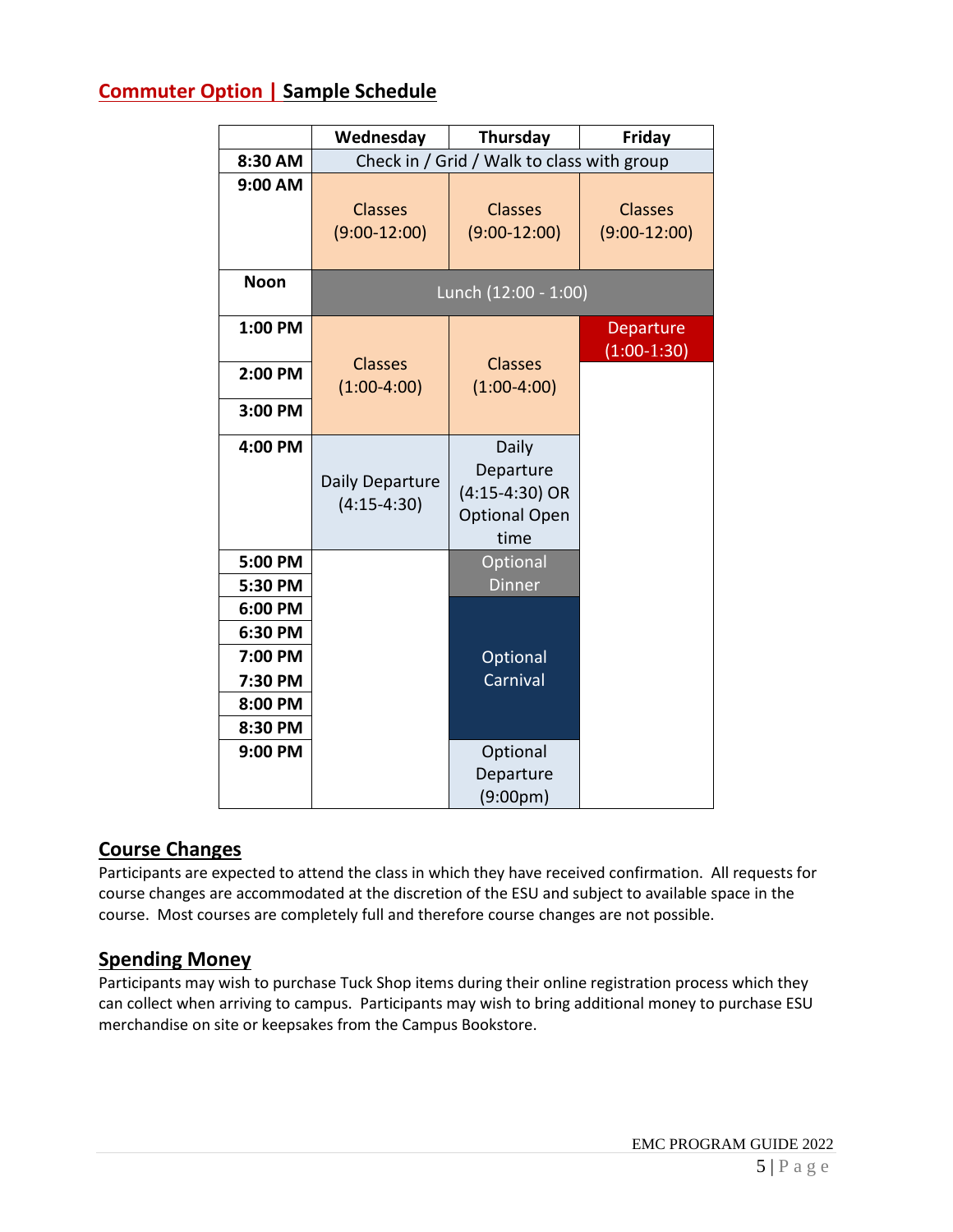## Commuter Option | Sample Schedule

| | Wednesday | Thursday | Friday |
|---|---|---|---|
| 8:30 AM | Check in / Grid / Walk to class with group | | |
| 9:00 AM | Classes (9:00-12:00) | Classes (9:00-12:00) | Classes (9:00-12:00) |
| Noon | Lunch (12:00 - 1:00) | | |
| 1:00 PM | Classes (1:00-4:00) | Classes (1:00-4:00) | Departure (1:00-1:30) |
| 2:00 PM | | | |
| 3:00 PM | | | |
| 4:00 PM | Daily Departure (4:15-4:30) | Daily Departure (4:15-4:30) OR Optional Open time | |
| 5:00 PM | | Optional Dinner | |
| 5:30 PM | | | |
| 6:00 PM | | Optional Carnival | |
| 6:30 PM | | | |
| 7:00 PM | | | |
| 7:30 PM | | | |
| 8:00 PM | | | |
| 8:30 PM | | | |
| 9:00 PM | | Optional Departure (9:00pm) | |

## Course Changes

Participants are expected to attend the class in which they have received confirmation. All requests for course changes are accommodated at the discretion of the ESU and subject to available space in the course. Most courses are completely full and therefore course changes are not possible.

## Spending Money

Participants may wish to purchase Tuck Shop items during their online registration process which they can collect when arriving to campus. Participants may wish to bring additional money to purchase ESU merchandise on site or keepsakes from the Campus Bookstore.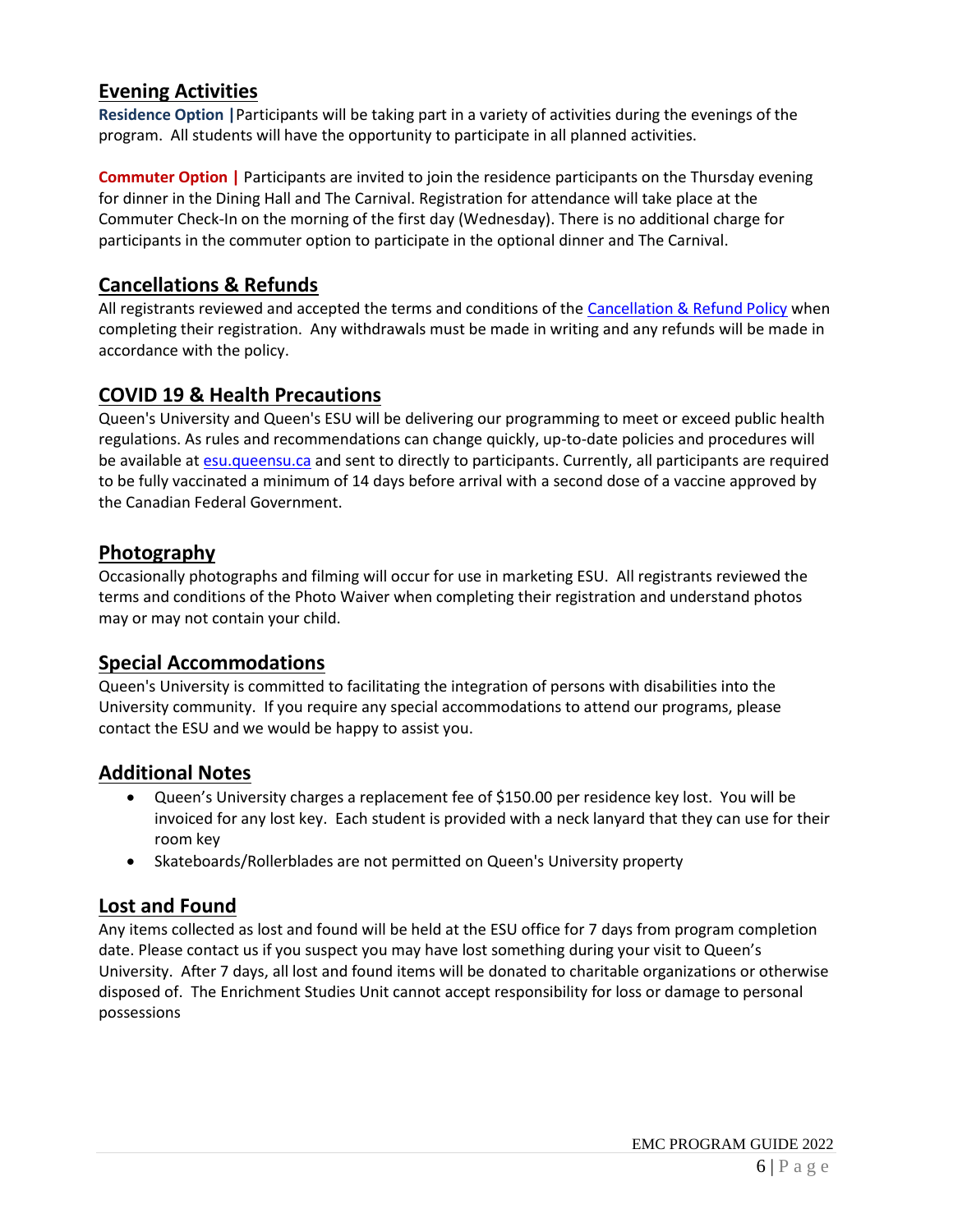## Evening Activities

**Residence Option |** Participants will be taking part in a variety of activities during the evenings of the program. All students will have the opportunity to participate in all planned activities.

**Commuter Option |** Participants are invited to join the residence participants on the Thursday evening for dinner in the Dining Hall and The Carnival. Registration for attendance will take place at the Commuter Check-In on the morning of the first day (Wednesday). There is no additional charge for participants in the commuter option to participate in the optional dinner and The Carnival.

## Cancellations & Refunds

All registrants reviewed and accepted the terms and conditions of the Cancellation & Refund Policy when completing their registration. Any withdrawals must be made in writing and any refunds will be made in accordance with the policy.

## COVID 19 & Health Precautions

Queen's University and Queen's ESU will be delivering our programming to meet or exceed public health regulations. As rules and recommendations can change quickly, up-to-date policies and procedures will be available at esu.queensu.ca and sent to directly to participants. Currently, all participants are required to be fully vaccinated a minimum of 14 days before arrival with a second dose of a vaccine approved by the Canadian Federal Government.

## Photography

Occasionally photographs and filming will occur for use in marketing ESU. All registrants reviewed the terms and conditions of the Photo Waiver when completing their registration and understand photos may or may not contain your child.

## Special Accommodations

Queen's University is committed to facilitating the integration of persons with disabilities into the University community. If you require any special accommodations to attend our programs, please contact the ESU and we would be happy to assist you.

## Additional Notes

- Queen's University charges a replacement fee of $150.00 per residence key lost. You will be invoiced for any lost key. Each student is provided with a neck lanyard that they can use for their room key
- Skateboards/Rollerblades are not permitted on Queen's University property

## Lost and Found

Any items collected as lost and found will be held at the ESU office for 7 days from program completion date. Please contact us if you suspect you may have lost something during your visit to Queen's University. After 7 days, all lost and found items will be donated to charitable organizations or otherwise disposed of. The Enrichment Studies Unit cannot accept responsibility for loss or damage to personal possessions